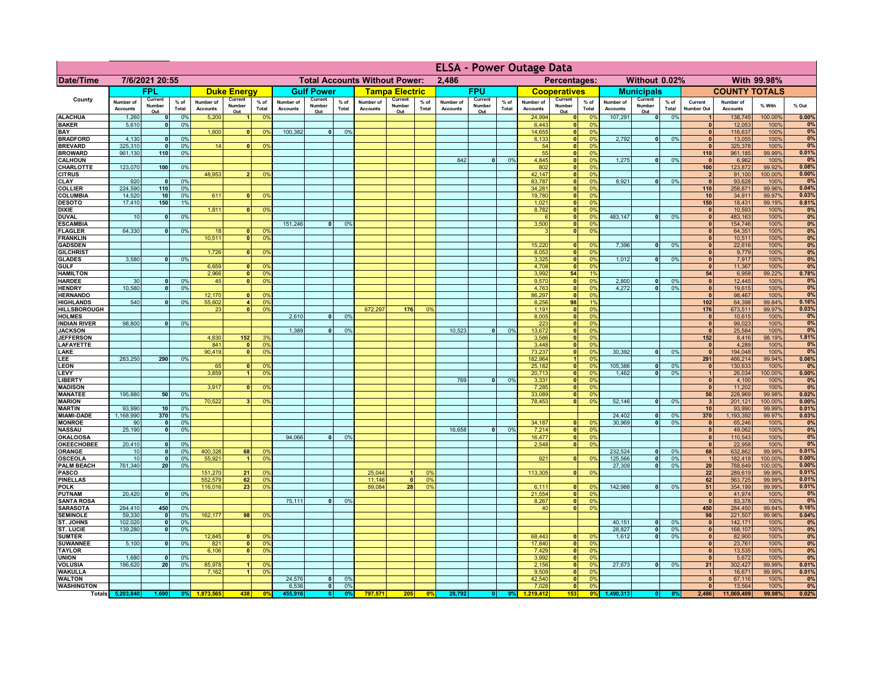# ELSA - Power Outage Data

| Date/Time | 7/6/2021 20:55 | | | | | | | | Total Accounts Without Power: | | | | 2,486 | | | | Percentages: | | | Without 0.02% | | | | With 99.98% | | |
|---|---|---|---|---|---|---|---|---|---|---|---|---|---|---|---|---|---|---|---|---|---|---|---|---|---|---|
| County | FPL | | | Duke Energy | | | Gulf Power | | | Tampa Electric | | | FPU | | | Cooperatives | | | Municipals | | | COUNTY TOTALS | | | | |
| | Number of Accounts | Current Number Out | % of Total | Number of Accounts | Current Number Out | % of Total | Number of Accounts | Current Number Out | % of Total | Number of Accounts | Current Number Out | % of Total | Number of Accounts | Current Number Out | % of Total | Number of Accounts | Current Number Out | % of Total | Number of Accounts | Current Number Out | % of Total | Current Number Out | Number of Accounts | % With | % Out | |
| ALACHUA | 1,260 | 0 | 0% | 5,200 | 1 | 0% | | | | | | | | | | 24,994 | 0 | 0% | 107,291 | 0 | 0% | 1 | 138,745 | 100.00% | 0.00% | |
| BAKER | 5,610 | 0 | 0% | | | | | | | | | | | | | 6,443 | 0 | 0% | | | | 0 | 12,053 | 100% | 0% | |
| BAY | | | | 1,600 | 0 | 0% | 100,382 | 0 | 0% | | | | | | | 14,655 | 0 | 0% | | | | 0 | 116,637 | 100% | 0% | |
| BRADFORD | 4,130 | 0 | 0% | | | | | | | | | | | | | 6,133 | 0 | 0% | 2,792 | 0 | 0% | 0 | 13,055 | 100% | 0% | |
| BREVARD | 325,310 | 0 | 0% | 14 | 0 | 0% | | | | | | | | | | 54 | 0 | 0% | | | | 0 | 325,378 | 100% | 0% | |
| BROWARD | 961,130 | 110 | 0% | | | | | | | | | | | | | 55 | 0 | 0% | | | | 110 | 961,185 | 99.99% | 0.01% | |
| CALHOUN | | | | | | | | | | | | | 842 | 0 | 0% | 4,845 | 0 | 0% | 1,275 | 0 | 0% | 0 | 6,962 | 100% | 0% | |
| CHARLOTTE | 123,070 | 100 | 0% | | | | | | | | | | | | | 802 | 0 | 0% | | | | 100 | 123,872 | 99.92% | 0.08% | |
| CITRUS | | | | 48,953 | 2 | 0% | | | | | | | | | | 42,147 | 0 | 0% | | | | 2 | 91,100 | 100.00% | 0.00% | |
| CLAY | 920 | 0 | 0% | | | | | | | | | | | | | 83,787 | 0 | 0% | 8,921 | 0 | 0% | 0 | 93,628 | 100% | 0% | |
| COLLIER | 224,590 | 110 | 0% | | | | | | | | | | | | | 34,281 | 0 | 0% | | | | 110 | 258,871 | 99.96% | 0.04% | |
| COLUMBIA | 14,520 | 10 | 0% | 611 | 0 | 0% | | | | | | | | | | 19,780 | 0 | 0% | | | | 10 | 34,911 | 99.97% | 0.03% | |
| DESOTO | 17,410 | 150 | 1% | | | | | | | | | | | | | 1,021 | 0 | 0% | | | | 150 | 18,431 | 99.19% | 0.81% | |
| DIXIE | | | | 1,811 | 0 | 0% | | | | | | | | | | 8,782 | 0 | 0% | | | | 0 | 10,593 | 100% | 0% | |
| DUVAL | 10 | 0 | 0% | | | | | | | | | | | | | 6 | 0 | 0% | 483,147 | 0 | 0% | 0 | 483,163 | 100% | 0% | |
| ESCAMBIA | | | | | | | 151,246 | 0 | 0% | | | | | | | 3,500 | 0 | 0% | | | | 0 | 154,746 | 100% | 0% | |
| FLAGLER | 64,330 | 0 | 0% | 18 | 0 | 0% | | | | | | | | | | 3 | 0 | 0% | | | | 0 | 64,351 | 100% | 0% | |
| FRANKLIN | | | | 10,511 | 0 | 0% | | | | | | | | | | | | | | | | 0 | 10,511 | 100% | 0% | |
| GADSDEN | | | | | | | | | | | | | | | | 15,220 | 0 | 0% | 7,396 | 0 | 0% | 0 | 22,616 | 100% | 0% | |
| GILCHRIST | | | | 1,726 | 0 | 0% | | | | | | | | | | 8,053 | 0 | 0% | | | | 0 | 9,779 | 100% | 0% | |
| GLADES | 3,580 | 0 | 0% | | | | | | | | | | | | | 3,325 | 0 | 0% | 1,012 | 0 | 0% | 0 | 7,917 | 100% | 0% | |
| GULF | | | | 6,659 | 0 | 0% | | | | | | | | | | 4,708 | 0 | 0% | | | | 0 | 11,367 | 100% | 0% | |
| HAMILTON | | | | 2,966 | 0 | 0% | | | | | | | | | | 3,992 | 54 | 1% | | | | 54 | 6,958 | 99.22% | 0.78% | |
| HARDEE | 30 | 0 | 0% | 45 | 0 | 0% | | | | | | | | | | 9,570 | 0 | 0% | 2,800 | 0 | 0% | 0 | 12,445 | 100% | 0% | |
| HENDRY | 10,580 | 0 | 0% | | | | | | | | | | | | | 4,763 | 0 | 0% | 4,272 | 0 | 0% | 0 | 19,615 | 100% | 0% | |
| HERNANDO | | | | 12,170 | 0 | 0% | | | | | | | | | | 86,297 | 0 | 0% | | | | 0 | 98,467 | 100% | 0% | |
| HIGHLANDS | 540 | 0 | 0% | 55,602 | 4 | 0% | | | | | | | | | | 8,256 | 98 | 1% | | | | 102 | 64,398 | 99.84% | 0.16% | |
| HILLSBOROUGH | | | | 23 | 0 | 0% | | | | 672,297 | 176 | 0% | | | | 1,191 | 0 | 0% | | | | 176 | 673,511 | 99.97% | 0.03% | |
| HOLMES | | | | | | | 2,610 | 0 | 0% | | | | | | | 8,005 | 0 | 0% | | | | 0 | 10,615 | 100% | 0% | |
| INDIAN RIVER | 98,800 | 0 | 0% | | | | | | | | | | | | | 223 | 0 | 0% | | | | 0 | 99,023 | 100% | 0% | |
| JACKSON | | | | | | | 1,389 | 0 | 0% | | | | 10,523 | 0 | 0% | 13,672 | 0 | 0% | | | | 0 | 25,584 | 100% | 0% | |
| JEFFERSON | | | | 4,830 | 152 | 3% | | | | | | | | | | 3,586 | 0 | 0% | | | | 152 | 8,416 | 98.19% | 1.81% | |
| LAFAYETTE | | | | 841 | 0 | 0% | | | | | | | | | | 3,448 | 0 | 0% | | | | 0 | 4,289 | 100% | 0% | |
| LAKE | | | | 90,419 | 0 | 0% | | | | | | | | | | 73,237 | 0 | 0% | 30,392 | 0 | 0% | 0 | 194,048 | 100% | 0% | |
| LEE | 283,250 | 290 | 0% | | | | | | | | | | | | | 182,964 | 1 | 0% | | | | 291 | 466,214 | 99.94% | 0.06% | |
| LEON | | | | 65 | 0 | 0% | | | | | | | | | | 25,182 | 0 | 0% | 105,386 | 0 | 0% | 0 | 130,633 | 100% | 0% | |
| LEVY | | | | 3,859 | 1 | 0% | | | | | | | | | | 20,713 | 0 | 0% | 1,462 | 0 | 0% | 1 | 26,034 | 100.00% | 0.00% | |
| LIBERTY | | | | | | | | | | | | | 769 | 0 | 0% | 3,331 | 0 | 0% | | | | 0 | 4,100 | 100% | 0% | |
| MADISON | | | | 3,917 | 0 | 0% | | | | | | | | | | 7,285 | 0 | 0% | | | | 0 | 11,202 | 100% | 0% | |
| MANATEE | 195,880 | 50 | 0% | | | | | | | | | | | | | 33,089 | 0 | 0% | | | | 50 | 228,969 | 99.98% | 0.02% | |
| MARION | | | | 70,522 | 3 | 0% | | | | | | | | | | 78,453 | 0 | 0% | 52,146 | 0 | 0% | 3 | 201,121 | 100.00% | 0.00% | |
| MARTIN | 93,990 | 10 | 0% | | | | | | | | | | | | | | | | | | | 10 | 93,990 | 99.99% | 0.01% | |
| MIAMI-DADE | 1,168,990 | 370 | 0% | | | | | | | | | | | | | | | | 24,402 | 0 | 0% | 370 | 1,193,392 | 99.97% | 0.03% | |
| MONROE | 90 | 0 | 0% | | | | | | | | | | | | | 34,187 | 0 | 0% | 30,969 | 0 | 0% | 0 | 65,246 | 100% | 0% | |
| NASSAU | 25,190 | 0 | 0% | | | | | | | | | | 16,658 | 0 | 0% | 7,214 | 0 | 0% | | | | 0 | 49,062 | 100% | 0% | |
| OKALOOSA | | | | | | | 94,066 | 0 | 0% | | | | | | | 16,477 | 0 | 0% | | | | 0 | 110,543 | 100% | 0% | |
| OKEECHOBEE | 20,410 | 0 | 0% | | | | | | | | | | | | | 2,548 | 0 | 0% | | | | 0 | 22,958 | 100% | 0% | |
| ORANGE | 10 | 0 | 0% | 400,328 | 68 | 0% | | | | | | | | | | | | | 232,524 | 0 | 0% | 68 | 632,862 | 99.99% | 0.01% | |
| OSCEOLA | 10 | 0 | 0% | 55,921 | 1 | 0% | | | | | | | | | | 921 | 0 | 0% | 125,566 | 0 | 0% | 1 | 182,418 | 100.00% | 0.00% | |
| PALM BEACH | 761,340 | 20 | 0% | | | | | | | | | | | | | | | | 27,309 | 0 | 0% | 20 | 788,649 | 100.00% | 0.00% | |
| PASCO | | | | 151,270 | 21 | 0% | | | | 25,044 | 1 | 0% | | | | 113,305 | 0 | 0% | | | | 22 | 289,619 | 99.99% | 0.01% | |
| PINELLAS | | | | 552,579 | 62 | 0% | | | | 11,146 | 0 | 0% | | | | | | | | | | 62 | 563,725 | 99.99% | 0.01% | |
| POLK | | | | 116,016 | 23 | 0% | | | | 89,084 | 28 | 0% | | | | 6,111 | 0 | 0% | 142,988 | 0 | 0% | 51 | 354,199 | 99.99% | 0.01% | |
| PUTNAM | 20,420 | 0 | 0% | | | | | | | | | | | | | 21,554 | 0 | 0% | | | | 0 | 41,974 | 100% | 0% | |
| SANTA ROSA | | | | | | | 75,111 | 0 | 0% | | | | | | | 8,267 | 0 | 0% | | | | 0 | 83,378 | 100% | 0% | |
| SARASOTA | 284,410 | 450 | 0% | | | | | | | | | | | | | 40 | 0 | 0% | | | | 450 | 284,450 | 99.84% | 0.16% | |
| SEMINOLE | 59,330 | 0 | 0% | 162,177 | 98 | 0% | | | | | | | | | | | | | | | | 98 | 221,507 | 99.96% | 0.04% | |
| ST. JOHNS | 102,020 | 0 | 0% | | | | | | | | | | | | | | | | 40,151 | 0 | 0% | 0 | 142,171 | 100% | 0% | |
| ST. LUCIE | 139,280 | 0 | 0% | | | | | | | | | | | | | | | | 28,827 | 0 | 0% | 0 | 168,107 | 100% | 0% | |
| SUMTER | | | | 12,845 | 0 | 0% | | | | | | | | | | 68,443 | 0 | 0% | 1,612 | 0 | 0% | 0 | 82,900 | 100% | 0% | |
| SUWANNEE | 5,100 | 0 | 0% | 821 | 0 | 0% | | | | | | | | | | 17,840 | 0 | 0% | | | | 0 | 23,761 | 100% | 0% | |
| TAYLOR | | | | 6,106 | 0 | 0% | | | | | | | | | | 7,429 | 0 | 0% | | | | 0 | 13,535 | 100% | 0% | |
| UNION | 1,680 | 0 | 0% | | | | | | | | | | | | | 3,992 | 0 | 0% | | | | 0 | 5,672 | 100% | 0% | |
| VOLUSIA | 186,620 | 20 | 0% | 85,978 | 1 | 0% | | | | | | | | | | 2,156 | 0 | 0% | 27,673 | 0 | 0% | 21 | 302,427 | 99.99% | 0.01% | |
| WAKULLA | | | | 7,162 | 1 | 0% | | | | | | | | | | 9,509 | 0 | 0% | | | | 1 | 16,671 | 99.99% | 0.01% | |
| WALTON | | | | | | | 24,576 | 0 | 0% | | | | | | | 42,540 | 0 | 0% | | | | 0 | 67,116 | 100% | 0% | |
| WASHINGTON | | | | | | | 6,536 | 0 | 0% | | | | | | | 7,028 | 0 | 0% | | | | 0 | 13,564 | 100% | 0% | |
| Totals | 5,203,840 | 1,690 | 0% | 1,873,565 | 438 | 0% | 455,916 | 0 | 0% | 797,571 | 205 | 0% | 28,792 | 0 | 0% | 1,219,412 | 153 | 0% | 1,490,313 | 0 | 0% | 2,486 | 11,069,409 | 99.98% | 0.02% | |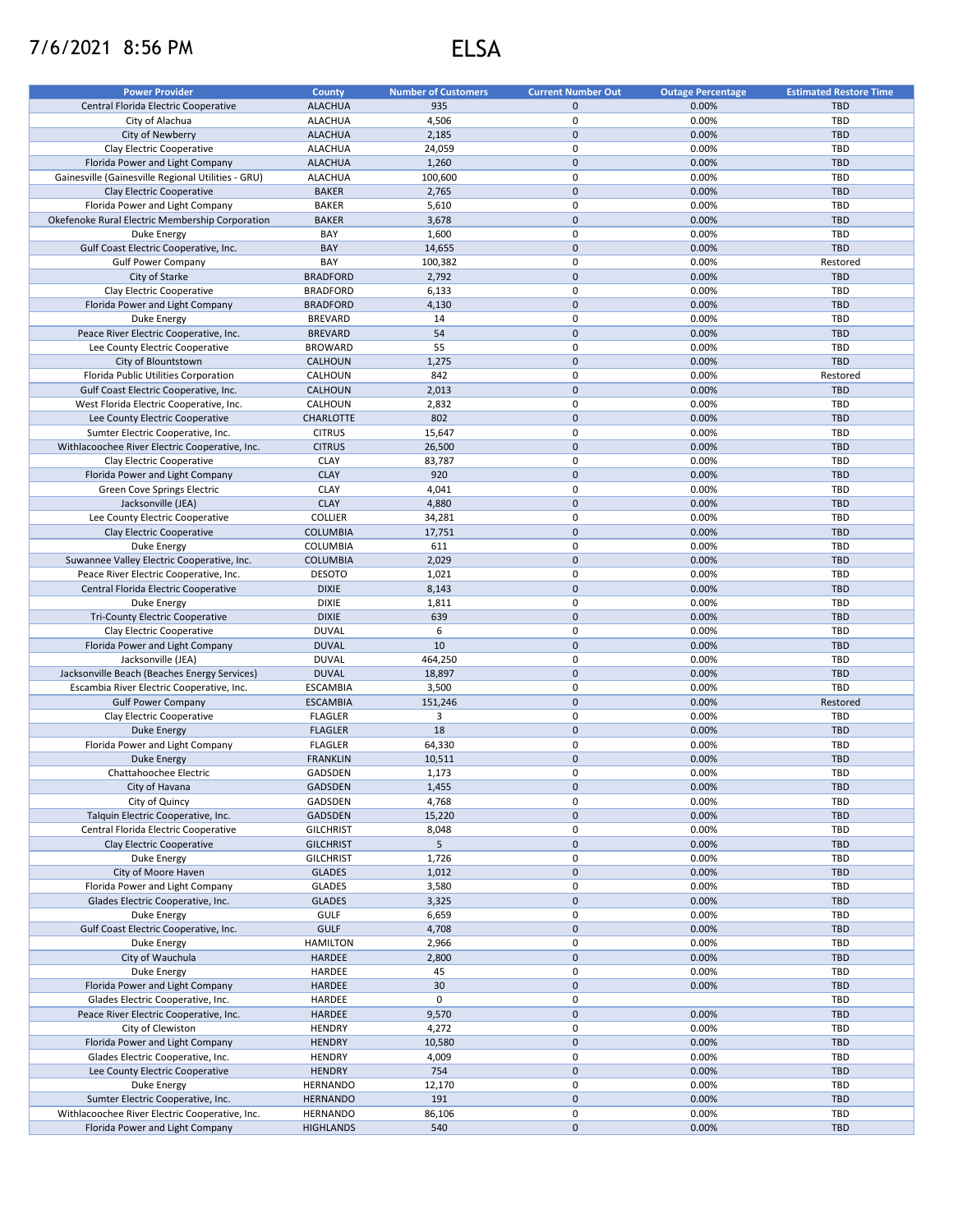7/6/2021 8:56 PM

# ELSA

| Power Provider | County | Number of Customers | Current Number Out | Outage Percentage | Estimated Restore Time |
|---|---|---|---|---|---|
| Central Florida Electric Cooperative | ALACHUA | 935 | 0 | 0.00% | TBD |
| City of Alachua | ALACHUA | 4,506 | 0 | 0.00% | TBD |
| City of Newberry | ALACHUA | 2,185 | 0 | 0.00% | TBD |
| Clay Electric Cooperative | ALACHUA | 24,059 | 0 | 0.00% | TBD |
| Florida Power and Light Company | ALACHUA | 1,260 | 0 | 0.00% | TBD |
| Gainesville (Gainesville Regional Utilities - GRU) | ALACHUA | 100,600 | 0 | 0.00% | TBD |
| Clay Electric Cooperative | BAKER | 2,765 | 0 | 0.00% | TBD |
| Florida Power and Light Company | BAKER | 5,610 | 0 | 0.00% | TBD |
| Okefenoke Rural Electric Membership Corporation | BAKER | 3,678 | 0 | 0.00% | TBD |
| Duke Energy | BAY | 1,600 | 0 | 0.00% | TBD |
| Gulf Coast Electric Cooperative, Inc. | BAY | 14,655 | 0 | 0.00% | TBD |
| Gulf Power Company | BAY | 100,382 | 0 | 0.00% | Restored |
| City of Starke | BRADFORD | 2,792 | 0 | 0.00% | TBD |
| Clay Electric Cooperative | BRADFORD | 6,133 | 0 | 0.00% | TBD |
| Florida Power and Light Company | BRADFORD | 4,130 | 0 | 0.00% | TBD |
| Duke Energy | BREVARD | 14 | 0 | 0.00% | TBD |
| Peace River Electric Cooperative, Inc. | BREVARD | 54 | 0 | 0.00% | TBD |
| Lee County Electric Cooperative | BROWARD | 55 | 0 | 0.00% | TBD |
| City of Blountstown | CALHOUN | 1,275 | 0 | 0.00% | TBD |
| Florida Public Utilities Corporation | CALHOUN | 842 | 0 | 0.00% | Restored |
| Gulf Coast Electric Cooperative, Inc. | CALHOUN | 2,013 | 0 | 0.00% | TBD |
| West Florida Electric Cooperative, Inc. | CALHOUN | 2,832 | 0 | 0.00% | TBD |
| Lee County Electric Cooperative | CHARLOTTE | 802 | 0 | 0.00% | TBD |
| Sumter Electric Cooperative, Inc. | CITRUS | 15,647 | 0 | 0.00% | TBD |
| Withlacoochee River Electric Cooperative, Inc. | CITRUS | 26,500 | 0 | 0.00% | TBD |
| Clay Electric Cooperative | CLAY | 83,787 | 0 | 0.00% | TBD |
| Florida Power and Light Company | CLAY | 920 | 0 | 0.00% | TBD |
| Green Cove Springs Electric | CLAY | 4,041 | 0 | 0.00% | TBD |
| Jacksonville (JEA) | CLAY | 4,880 | 0 | 0.00% | TBD |
| Lee County Electric Cooperative | COLLIER | 34,281 | 0 | 0.00% | TBD |
| Clay Electric Cooperative | COLUMBIA | 17,751 | 0 | 0.00% | TBD |
| Duke Energy | COLUMBIA | 611 | 0 | 0.00% | TBD |
| Suwannee Valley Electric Cooperative, Inc. | COLUMBIA | 2,029 | 0 | 0.00% | TBD |
| Peace River Electric Cooperative, Inc. | DESOTO | 1,021 | 0 | 0.00% | TBD |
| Central Florida Electric Cooperative | DIXIE | 8,143 | 0 | 0.00% | TBD |
| Duke Energy | DIXIE | 1,811 | 0 | 0.00% | TBD |
| Tri-County Electric Cooperative | DIXIE | 639 | 0 | 0.00% | TBD |
| Clay Electric Cooperative | DUVAL | 6 | 0 | 0.00% | TBD |
| Florida Power and Light Company | DUVAL | 10 | 0 | 0.00% | TBD |
| Jacksonville (JEA) | DUVAL | 464,250 | 0 | 0.00% | TBD |
| Jacksonville Beach (Beaches Energy Services) | DUVAL | 18,897 | 0 | 0.00% | TBD |
| Escambia River Electric Cooperative, Inc. | ESCAMBIA | 3,500 | 0 | 0.00% | TBD |
| Gulf Power Company | ESCAMBIA | 151,246 | 0 | 0.00% | Restored |
| Clay Electric Cooperative | FLAGLER | 3 | 0 | 0.00% | TBD |
| Duke Energy | FLAGLER | 18 | 0 | 0.00% | TBD |
| Florida Power and Light Company | FLAGLER | 64,330 | 0 | 0.00% | TBD |
| Duke Energy | FRANKLIN | 10,511 | 0 | 0.00% | TBD |
| Chattahoochee Electric | GADSDEN | 1,173 | 0 | 0.00% | TBD |
| City of Havana | GADSDEN | 1,455 | 0 | 0.00% | TBD |
| City of Quincy | GADSDEN | 4,768 | 0 | 0.00% | TBD |
| Talquin Electric Cooperative, Inc. | GADSDEN | 15,220 | 0 | 0.00% | TBD |
| Central Florida Electric Cooperative | GILCHRIST | 8,048 | 0 | 0.00% | TBD |
| Clay Electric Cooperative | GILCHRIST | 5 | 0 | 0.00% | TBD |
| Duke Energy | GILCHRIST | 1,726 | 0 | 0.00% | TBD |
| City of Moore Haven | GLADES | 1,012 | 0 | 0.00% | TBD |
| Florida Power and Light Company | GLADES | 3,580 | 0 | 0.00% | TBD |
| Glades Electric Cooperative, Inc. | GLADES | 3,325 | 0 | 0.00% | TBD |
| Duke Energy | GULF | 6,659 | 0 | 0.00% | TBD |
| Gulf Coast Electric Cooperative, Inc. | GULF | 4,708 | 0 | 0.00% | TBD |
| Duke Energy | HAMILTON | 2,966 | 0 | 0.00% | TBD |
| City of Wauchula | HARDEE | 2,800 | 0 | 0.00% | TBD |
| Duke Energy | HARDEE | 45 | 0 | 0.00% | TBD |
| Florida Power and Light Company | HARDEE | 30 | 0 | 0.00% | TBD |
| Glades Electric Cooperative, Inc. | HARDEE | 0 | 0 | | TBD |
| Peace River Electric Cooperative, Inc. | HARDEE | 9,570 | 0 | 0.00% | TBD |
| City of Clewiston | HENDRY | 4,272 | 0 | 0.00% | TBD |
| Florida Power and Light Company | HENDRY | 10,580 | 0 | 0.00% | TBD |
| Glades Electric Cooperative, Inc. | HENDRY | 4,009 | 0 | 0.00% | TBD |
| Lee County Electric Cooperative | HENDRY | 754 | 0 | 0.00% | TBD |
| Duke Energy | HERNANDO | 12,170 | 0 | 0.00% | TBD |
| Sumter Electric Cooperative, Inc. | HERNANDO | 191 | 0 | 0.00% | TBD |
| Withlacoochee River Electric Cooperative, Inc. | HERNANDO | 86,106 | 0 | 0.00% | TBD |
| Florida Power and Light Company | HIGHLANDS | 540 | 0 | 0.00% | TBD |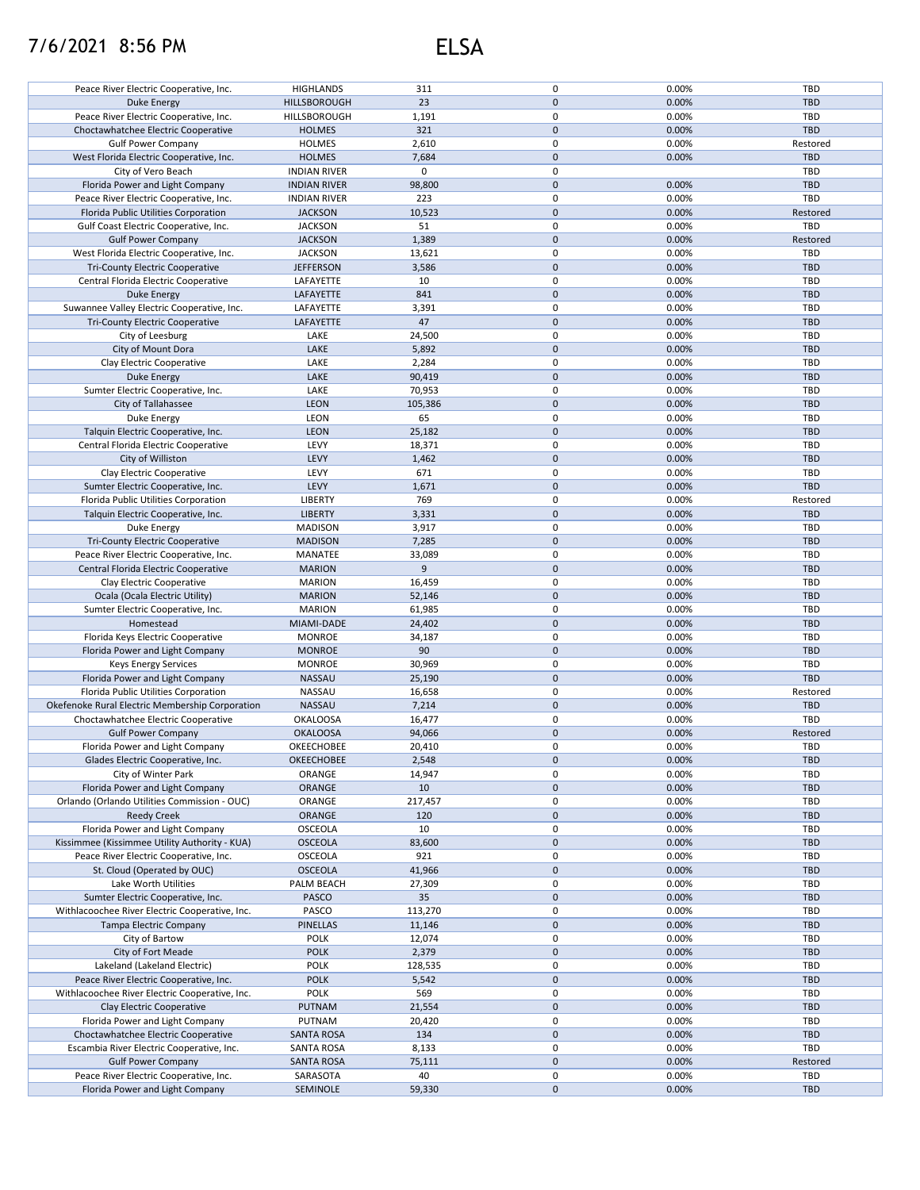# 7/6/2021 8:56 PM ELSA

| | | | | | |
|---|---|---|---|---|---|
| Peace River Electric Cooperative, Inc. | HIGHLANDS | 311 | 0 | 0.00% | TBD |
| Duke Energy | HILLSBOROUGH | 23 | 0 | 0.00% | TBD |
| Peace River Electric Cooperative, Inc. | HILLSBOROUGH | 1,191 | 0 | 0.00% | TBD |
| Choctawhatchee Electric Cooperative | HOLMES | 321 | 0 | 0.00% | TBD |
| Gulf Power Company | HOLMES | 2,610 | 0 | 0.00% | Restored |
| West Florida Electric Cooperative, Inc. | HOLMES | 7,684 | 0 | 0.00% | TBD |
| City of Vero Beach | INDIAN RIVER | 0 | 0 | | TBD |
| Florida Power and Light Company | INDIAN RIVER | 98,800 | 0 | 0.00% | TBD |
| Peace River Electric Cooperative, Inc. | INDIAN RIVER | 223 | 0 | 0.00% | TBD |
| Florida Public Utilities Corporation | JACKSON | 10,523 | 0 | 0.00% | Restored |
| Gulf Coast Electric Cooperative, Inc. | JACKSON | 51 | 0 | 0.00% | TBD |
| Gulf Power Company | JACKSON | 1,389 | 0 | 0.00% | Restored |
| West Florida Electric Cooperative, Inc. | JACKSON | 13,621 | 0 | 0.00% | TBD |
| Tri-County Electric Cooperative | JEFFERSON | 3,586 | 0 | 0.00% | TBD |
| Central Florida Electric Cooperative | LAFAYETTE | 10 | 0 | 0.00% | TBD |
| Duke Energy | LAFAYETTE | 841 | 0 | 0.00% | TBD |
| Suwannee Valley Electric Cooperative, Inc. | LAFAYETTE | 3,391 | 0 | 0.00% | TBD |
| Tri-County Electric Cooperative | LAFAYETTE | 47 | 0 | 0.00% | TBD |
| City of Leesburg | LAKE | 24,500 | 0 | 0.00% | TBD |
| City of Mount Dora | LAKE | 5,892 | 0 | 0.00% | TBD |
| Clay Electric Cooperative | LAKE | 2,284 | 0 | 0.00% | TBD |
| Duke Energy | LAKE | 90,419 | 0 | 0.00% | TBD |
| Sumter Electric Cooperative, Inc. | LAKE | 70,953 | 0 | 0.00% | TBD |
| City of Tallahassee | LEON | 105,386 | 0 | 0.00% | TBD |
| Duke Energy | LEON | 65 | 0 | 0.00% | TBD |
| Talquin Electric Cooperative, Inc. | LEON | 25,182 | 0 | 0.00% | TBD |
| Central Florida Electric Cooperative | LEVY | 18,371 | 0 | 0.00% | TBD |
| City of Williston | LEVY | 1,462 | 0 | 0.00% | TBD |
| Clay Electric Cooperative | LEVY | 671 | 0 | 0.00% | TBD |
| Sumter Electric Cooperative, Inc. | LEVY | 1,671 | 0 | 0.00% | TBD |
| Florida Public Utilities Corporation | LIBERTY | 769 | 0 | 0.00% | Restored |
| Talquin Electric Cooperative, Inc. | LIBERTY | 3,331 | 0 | 0.00% | TBD |
| Duke Energy | MADISON | 3,917 | 0 | 0.00% | TBD |
| Tri-County Electric Cooperative | MADISON | 7,285 | 0 | 0.00% | TBD |
| Peace River Electric Cooperative, Inc. | MANATEE | 33,089 | 0 | 0.00% | TBD |
| Central Florida Electric Cooperative | MARION | 9 | 0 | 0.00% | TBD |
| Clay Electric Cooperative | MARION | 16,459 | 0 | 0.00% | TBD |
| Ocala (Ocala Electric Utility) | MARION | 52,146 | 0 | 0.00% | TBD |
| Sumter Electric Cooperative, Inc. | MARION | 61,985 | 0 | 0.00% | TBD |
| Homestead | MIAMI-DADE | 24,402 | 0 | 0.00% | TBD |
| Florida Keys Electric Cooperative | MONROE | 34,187 | 0 | 0.00% | TBD |
| Florida Power and Light Company | MONROE | 90 | 0 | 0.00% | TBD |
| Keys Energy Services | MONROE | 30,969 | 0 | 0.00% | TBD |
| Florida Power and Light Company | NASSAU | 25,190 | 0 | 0.00% | TBD |
| Florida Public Utilities Corporation | NASSAU | 16,658 | 0 | 0.00% | Restored |
| Okefenoke Rural Electric Membership Corporation | NASSAU | 7,214 | 0 | 0.00% | TBD |
| Choctawhatchee Electric Cooperative | OKALOOSA | 16,477 | 0 | 0.00% | TBD |
| Gulf Power Company | OKALOOSA | 94,066 | 0 | 0.00% | Restored |
| Florida Power and Light Company | OKEECHOBEE | 20,410 | 0 | 0.00% | TBD |
| Glades Electric Cooperative, Inc. | OKEECHOBEE | 2,548 | 0 | 0.00% | TBD |
| City of Winter Park | ORANGE | 14,947 | 0 | 0.00% | TBD |
| Florida Power and Light Company | ORANGE | 10 | 0 | 0.00% | TBD |
| Orlando (Orlando Utilities Commission - OUC) | ORANGE | 217,457 | 0 | 0.00% | TBD |
| Reedy Creek | ORANGE | 120 | 0 | 0.00% | TBD |
| Florida Power and Light Company | OSCEOLA | 10 | 0 | 0.00% | TBD |
| Kissimmee (Kissimmee Utility Authority - KUA) | OSCEOLA | 83,600 | 0 | 0.00% | TBD |
| Peace River Electric Cooperative, Inc. | OSCEOLA | 921 | 0 | 0.00% | TBD |
| St. Cloud (Operated by OUC) | OSCEOLA | 41,966 | 0 | 0.00% | TBD |
| Lake Worth Utilities | PALM BEACH | 27,309 | 0 | 0.00% | TBD |
| Sumter Electric Cooperative, Inc. | PASCO | 35 | 0 | 0.00% | TBD |
| Withlacoochee River Electric Cooperative, Inc. | PASCO | 113,270 | 0 | 0.00% | TBD |
| Tampa Electric Company | PINELLAS | 11,146 | 0 | 0.00% | TBD |
| City of Bartow | POLK | 12,074 | 0 | 0.00% | TBD |
| City of Fort Meade | POLK | 2,379 | 0 | 0.00% | TBD |
| Lakeland (Lakeland Electric) | POLK | 128,535 | 0 | 0.00% | TBD |
| Peace River Electric Cooperative, Inc. | POLK | 5,542 | 0 | 0.00% | TBD |
| Withlacoochee River Electric Cooperative, Inc. | POLK | 569 | 0 | 0.00% | TBD |
| Clay Electric Cooperative | PUTNAM | 21,554 | 0 | 0.00% | TBD |
| Florida Power and Light Company | PUTNAM | 20,420 | 0 | 0.00% | TBD |
| Choctawhatchee Electric Cooperative | SANTA ROSA | 134 | 0 | 0.00% | TBD |
| Escambia River Electric Cooperative, Inc. | SANTA ROSA | 8,133 | 0 | 0.00% | TBD |
| Gulf Power Company | SANTA ROSA | 75,111 | 0 | 0.00% | Restored |
| Peace River Electric Cooperative, Inc. | SARASOTA | 40 | 0 | 0.00% | TBD |
| Florida Power and Light Company | SEMINOLE | 59,330 | 0 | 0.00% | TBD |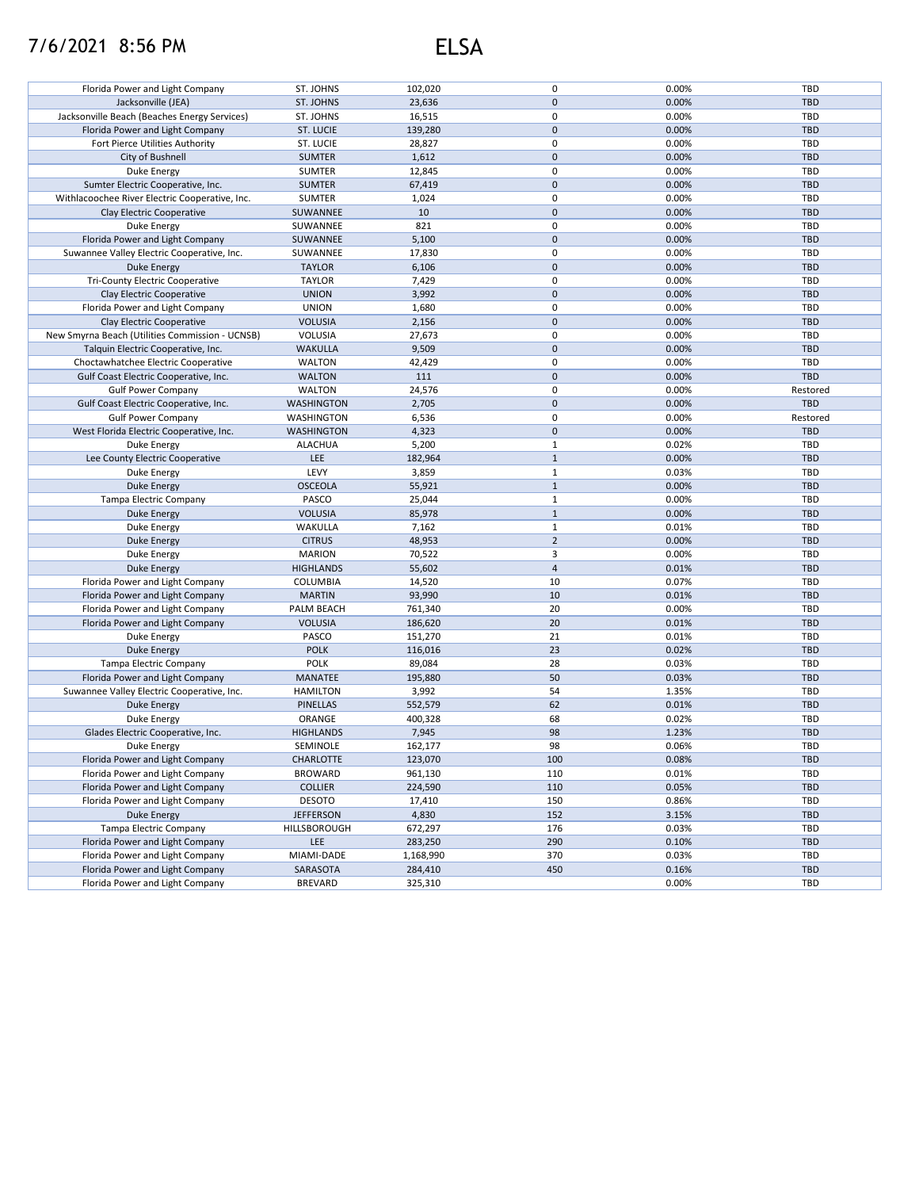# 7/6/2021 8:56 PM ELSA

| | | | | | |
|---|---|---|---|---|---|
| Florida Power and Light Company | ST. JOHNS | 102,020 | 0 | 0.00% | TBD |
| Jacksonville (JEA) | ST. JOHNS | 23,636 | 0 | 0.00% | TBD |
| Jacksonville Beach (Beaches Energy Services) | ST. JOHNS | 16,515 | 0 | 0.00% | TBD |
| Florida Power and Light Company | ST. LUCIE | 139,280 | 0 | 0.00% | TBD |
| Fort Pierce Utilities Authority | ST. LUCIE | 28,827 | 0 | 0.00% | TBD |
| City of Bushnell | SUMTER | 1,612 | 0 | 0.00% | TBD |
| Duke Energy | SUMTER | 12,845 | 0 | 0.00% | TBD |
| Sumter Electric Cooperative, Inc. | SUMTER | 67,419 | 0 | 0.00% | TBD |
| Withlacoochee River Electric Cooperative, Inc. | SUMTER | 1,024 | 0 | 0.00% | TBD |
| Clay Electric Cooperative | SUWANNEE | 10 | 0 | 0.00% | TBD |
| Duke Energy | SUWANNEE | 821 | 0 | 0.00% | TBD |
| Florida Power and Light Company | SUWANNEE | 5,100 | 0 | 0.00% | TBD |
| Suwannee Valley Electric Cooperative, Inc. | SUWANNEE | 17,830 | 0 | 0.00% | TBD |
| Duke Energy | TAYLOR | 6,106 | 0 | 0.00% | TBD |
| Tri-County Electric Cooperative | TAYLOR | 7,429 | 0 | 0.00% | TBD |
| Clay Electric Cooperative | UNION | 3,992 | 0 | 0.00% | TBD |
| Florida Power and Light Company | UNION | 1,680 | 0 | 0.00% | TBD |
| Clay Electric Cooperative | VOLUSIA | 2,156 | 0 | 0.00% | TBD |
| New Smyrna Beach (Utilities Commission - UCNSB) | VOLUSIA | 27,673 | 0 | 0.00% | TBD |
| Talquin Electric Cooperative, Inc. | WAKULLA | 9,509 | 0 | 0.00% | TBD |
| Choctawhatchee Electric Cooperative | WALTON | 42,429 | 0 | 0.00% | TBD |
| Gulf Coast Electric Cooperative, Inc. | WALTON | 111 | 0 | 0.00% | TBD |
| Gulf Power Company | WALTON | 24,576 | 0 | 0.00% | Restored |
| Gulf Coast Electric Cooperative, Inc. | WASHINGTON | 2,705 | 0 | 0.00% | TBD |
| Gulf Power Company | WASHINGTON | 6,536 | 0 | 0.00% | Restored |
| West Florida Electric Cooperative, Inc. | WASHINGTON | 4,323 | 0 | 0.00% | TBD |
| Duke Energy | ALACHUA | 5,200 | 1 | 0.02% | TBD |
| Lee County Electric Cooperative | LEE | 182,964 | 1 | 0.00% | TBD |
| Duke Energy | LEVY | 3,859 | 1 | 0.03% | TBD |
| Duke Energy | OSCEOLA | 55,921 | 1 | 0.00% | TBD |
| Tampa Electric Company | PASCO | 25,044 | 1 | 0.00% | TBD |
| Duke Energy | VOLUSIA | 85,978 | 1 | 0.00% | TBD |
| Duke Energy | WAKULLA | 7,162 | 1 | 0.01% | TBD |
| Duke Energy | CITRUS | 48,953 | 2 | 0.00% | TBD |
| Duke Energy | MARION | 70,522 | 3 | 0.00% | TBD |
| Duke Energy | HIGHLANDS | 55,602 | 4 | 0.01% | TBD |
| Florida Power and Light Company | COLUMBIA | 14,520 | 10 | 0.07% | TBD |
| Florida Power and Light Company | MARTIN | 93,990 | 10 | 0.01% | TBD |
| Florida Power and Light Company | PALM BEACH | 761,340 | 20 | 0.00% | TBD |
| Florida Power and Light Company | VOLUSIA | 186,620 | 20 | 0.01% | TBD |
| Duke Energy | PASCO | 151,270 | 21 | 0.01% | TBD |
| Duke Energy | POLK | 116,016 | 23 | 0.02% | TBD |
| Tampa Electric Company | POLK | 89,084 | 28 | 0.03% | TBD |
| Florida Power and Light Company | MANATEE | 195,880 | 50 | 0.03% | TBD |
| Suwannee Valley Electric Cooperative, Inc. | HAMILTON | 3,992 | 54 | 1.35% | TBD |
| Duke Energy | PINELLAS | 552,579 | 62 | 0.01% | TBD |
| Duke Energy | ORANGE | 400,328 | 68 | 0.02% | TBD |
| Glades Electric Cooperative, Inc. | HIGHLANDS | 7,945 | 98 | 1.23% | TBD |
| Duke Energy | SEMINOLE | 162,177 | 98 | 0.06% | TBD |
| Florida Power and Light Company | CHARLOTTE | 123,070 | 100 | 0.08% | TBD |
| Florida Power and Light Company | BROWARD | 961,130 | 110 | 0.01% | TBD |
| Florida Power and Light Company | COLLIER | 224,590 | 110 | 0.05% | TBD |
| Florida Power and Light Company | DESOTO | 17,410 | 150 | 0.86% | TBD |
| Duke Energy | JEFFERSON | 4,830 | 152 | 3.15% | TBD |
| Tampa Electric Company | HILLSBOROUGH | 672,297 | 176 | 0.03% | TBD |
| Florida Power and Light Company | LEE | 283,250 | 290 | 0.10% | TBD |
| Florida Power and Light Company | MIAMI-DADE | 1,168,990 | 370 | 0.03% | TBD |
| Florida Power and Light Company | SARASOTA | 284,410 | 450 | 0.16% | TBD |
| Florida Power and Light Company | BREVARD | 325,310 | | 0.00% | TBD |